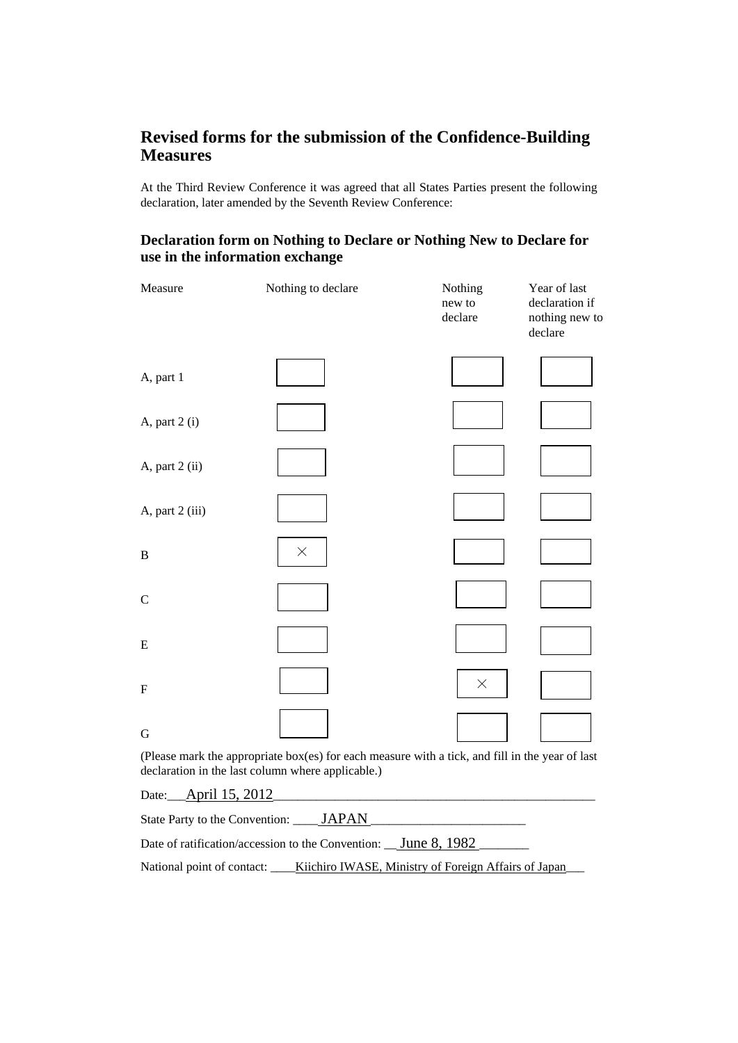## Revised forms for the submission of the Confidence-Building Measures

At the Third Review Conference it was agreed that all States Parties present the following declaration, later amended by the Seventh Review Conference:

### Declaration form on Nothing to Declare or Nothing New to Declare for use in the information exchange

| Measure | Nothing to declare | Nothing new to declare | Year of last declaration if nothing new to declare |
|---|---|---|---|
| A, part 1 | | | |
| A, part 2 (i) | | | |
| A, part 2 (ii) | | | |
| A, part 2 (iii) | | | |
| B | × | | |
| C | | | |
| E | | | |
| F | | × | |
| G | | | |

(Please mark the appropriate box(es) for each measure with a tick, and fill in the year of last declaration in the last column where applicable.)

Date: April 15, 2012

State Party to the Convention: JAPAN

Date of ratification/accession to the Convention: June 8, 1982

National point of contact: Kiichiro IWASE, Ministry of Foreign Affairs of Japan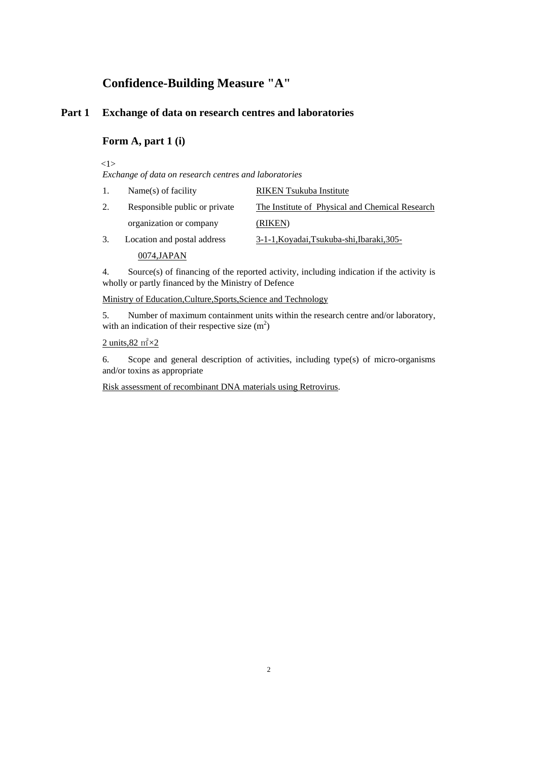# Confidence-Building Measure "A"

## Part 1 Exchange of data on research centres and laboratories

### Form A, part 1 (i)

<1>

*Exchange of data on research centres and laboratories*

1. Name(s) of facility RIKEN Tsukuba Institute
2. Responsible public or private organization or company The Institute of Physical and Chemical Research (RIKEN)
3. Location and postal address 3-1-1,Koyadai,Tsukuba-shi,Ibaraki,305-0074,JAPAN

4. Source(s) of financing of the reported activity, including indication if the activity is wholly or partly financed by the Ministry of Defence

Ministry of Education,Culture,Sports,Science and Technology

5. Number of maximum containment units within the research centre and/or laboratory, with an indication of their respective size ($m^2$)

2 units,82 ㎡×2

6. Scope and general description of activities, including type(s) of micro-organisms and/or toxins as appropriate

Risk assessment of recombinant DNA materials using Retrovirus.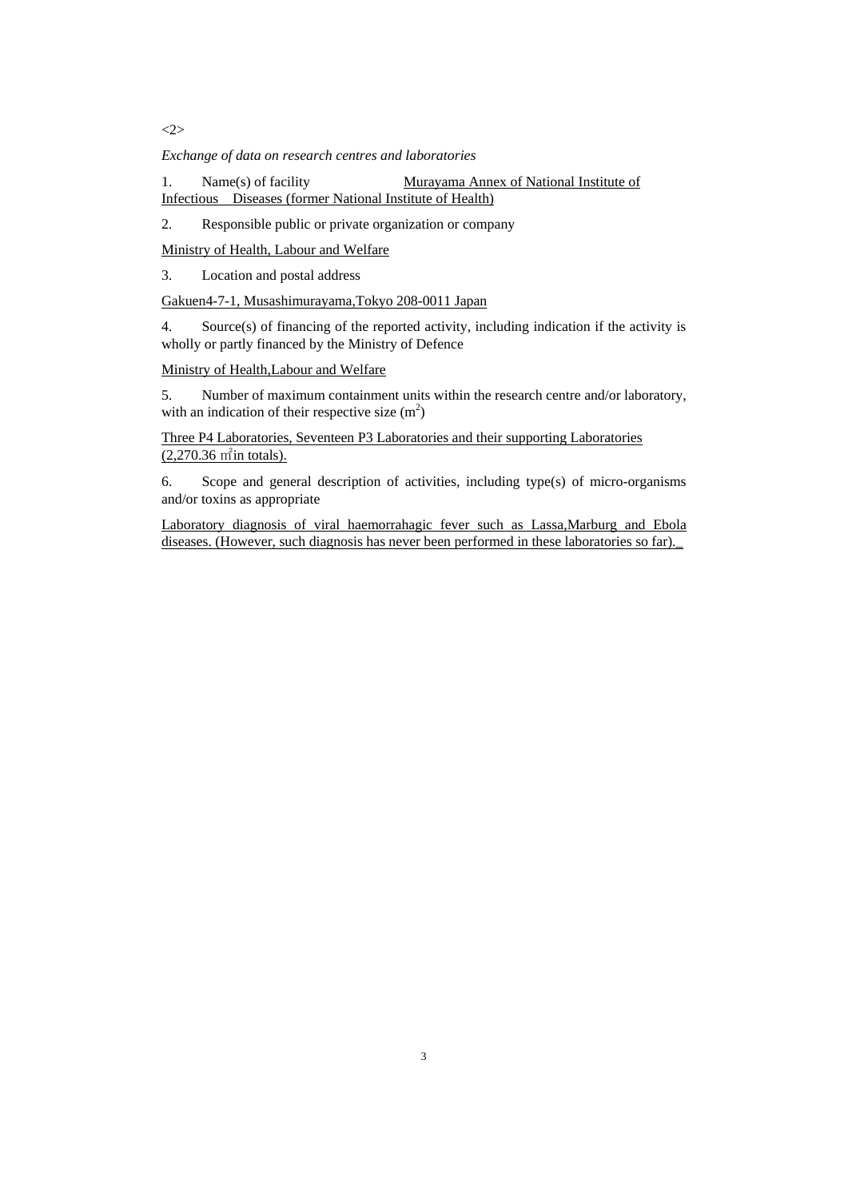<2>

*Exchange of data on research centres and laboratories*

1. Name(s) of facility Murayama Annex of National Institute of Infectious Diseases (former National Institute of Health)

2. Responsible public or private organization or company

Ministry of Health, Labour and Welfare

3. Location and postal address

Gakuen4-7-1, Musashimurayama,Tokyo 208-0011 Japan

4. Source(s) of financing of the reported activity, including indication if the activity is wholly or partly financed by the Ministry of Defence

Ministry of Health,Labour and Welfare

5. Number of maximum containment units within the research centre and/or laboratory, with an indication of their respective size ($m^2$)

Three P4 Laboratories, Seventeen P3 Laboratories and their supporting Laboratories (2,270.36 ㎡in totals).

6. Scope and general description of activities, including type(s) of micro-organisms and/or toxins as appropriate

Laboratory diagnosis of viral haemorrahagic fever such as Lassa,Marburg and Ebola diseases. (However, such diagnosis has never been performed in these laboratories so far).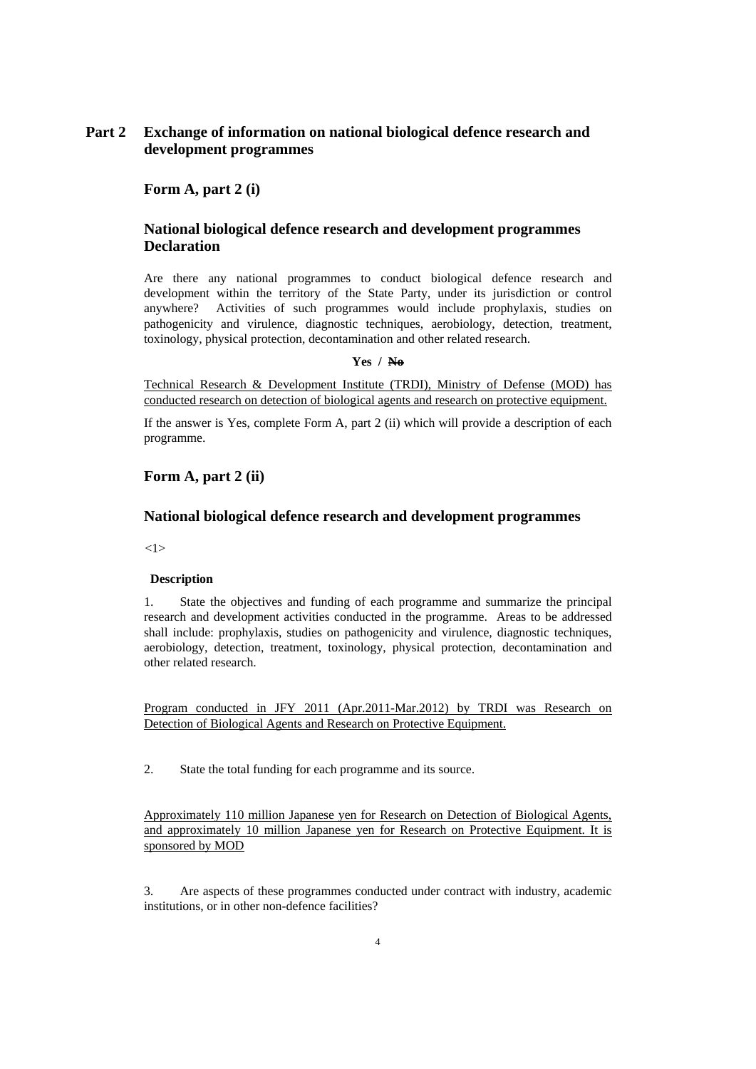## Part 2 Exchange of information on national biological defence research and development programmes

### Form A, part 2 (i)

### National biological defence research and development programmes Declaration

Are there any national programmes to conduct biological defence research and development within the territory of the State Party, under its jurisdiction or control anywhere? Activities of such programmes would include prophylaxis, studies on pathogenicity and virulence, diagnostic techniques, aerobiology, detection, treatment, toxinology, physical protection, decontamination and other related research.

**Yes / ~~No~~**

Technical Research & Development Institute (TRDI), Ministry of Defense (MOD) has conducted research on detection of biological agents and research on protective equipment.

If the answer is Yes, complete Form A, part 2 (ii) which will provide a description of each programme.

### Form A, part 2 (ii)

### National biological defence research and development programmes

<1>

**Description**

1. State the objectives and funding of each programme and summarize the principal research and development activities conducted in the programme. Areas to be addressed shall include: prophylaxis, studies on pathogenicity and virulence, diagnostic techniques, aerobiology, detection, treatment, toxinology, physical protection, decontamination and other related research.

Program conducted in JFY 2011 (Apr.2011-Mar.2012) by TRDI was Research on Detection of Biological Agents and Research on Protective Equipment.

2. State the total funding for each programme and its source.

Approximately 110 million Japanese yen for Research on Detection of Biological Agents, and approximately 10 million Japanese yen for Research on Protective Equipment. It is sponsored by MOD

3. Are aspects of these programmes conducted under contract with industry, academic institutions, or in other non-defence facilities?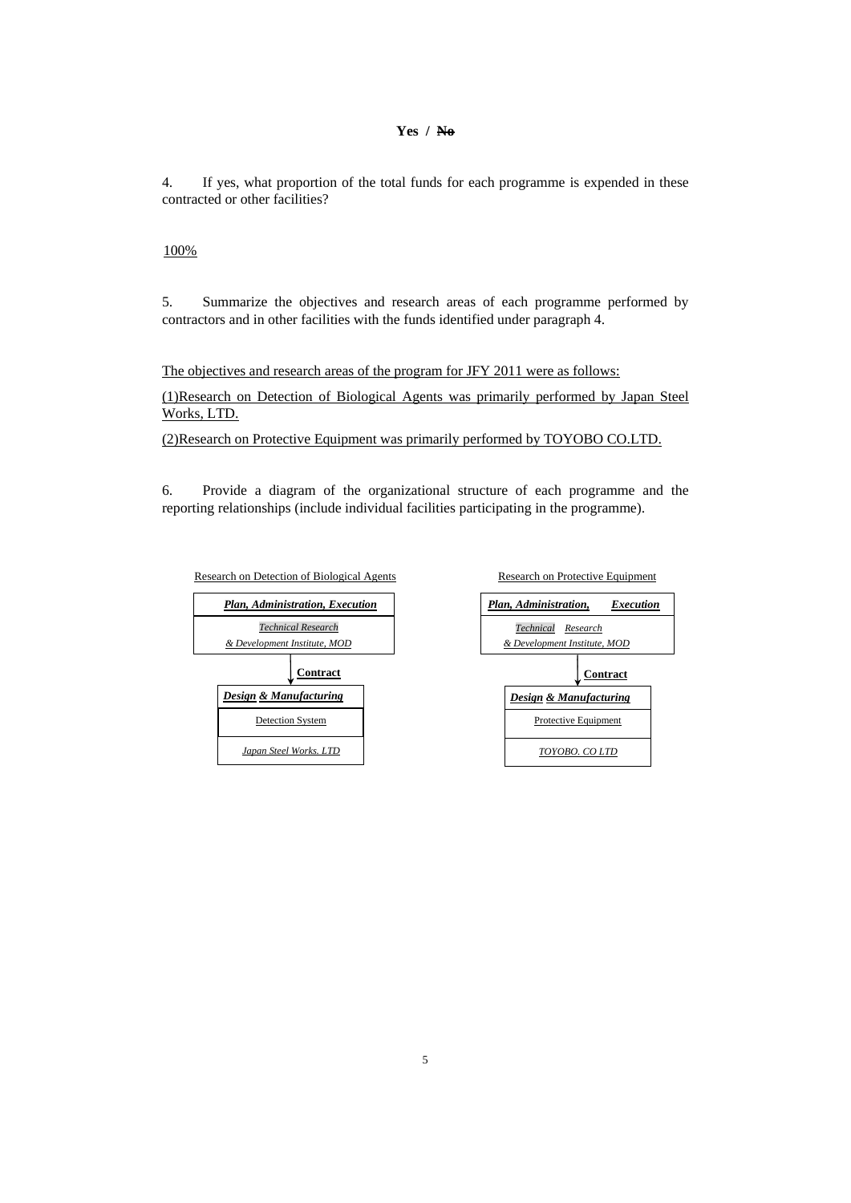**Yes / ~~No~~**

4. If yes, what proportion of the total funds for each programme is expended in these contracted or other facilities?

100%

5. Summarize the objectives and research areas of each programme performed by contractors and in other facilities with the funds identified under paragraph 4.

The objectives and research areas of the program for JFY 2011 were as follows:

(1)Research on Detection of Biological Agents was primarily performed by Japan Steel Works, LTD.

(2)Research on Protective Equipment was primarily performed by TOYOBO CO.LTD.

6. Provide a diagram of the organizational structure of each programme and the reporting relationships (include individual facilities participating in the programme).

**Research on Detection of Biological Agents**

| ***Plan, Administration, Execution*** |
| --- |
| *Technical Research & Development Institute, MOD* |

↓ **Contract**

| ***Design & Manufacturing*** |
| --- |
| Detection System |
| *Japan Steel Works. LTD* |

**Research on Protective Equipment**

| ***Plan, Administration, Execution*** |
| --- |
| *Technical Research & Development Institute, MOD* |

↓ **Contract**

| ***Design & Manufacturing*** |
| --- |
| Protective Equipment |
| *TOYOBO. CO LTD* |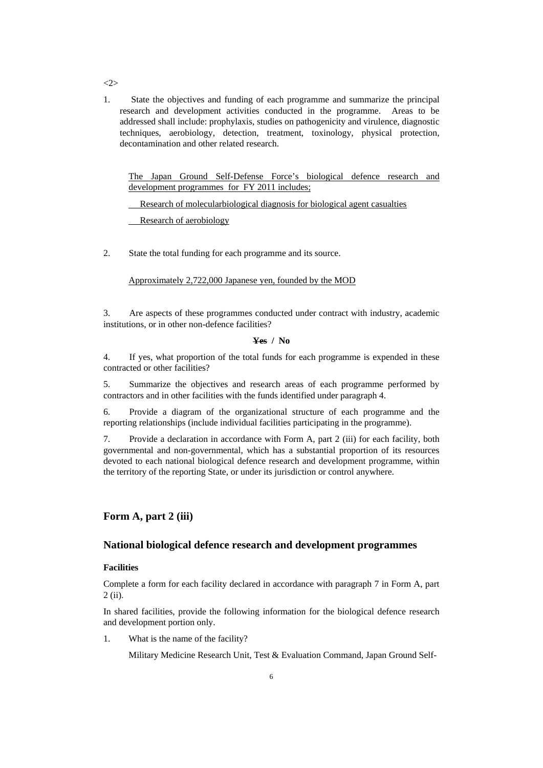<2>

1. State the objectives and funding of each programme and summarize the principal research and development activities conducted in the programme. Areas to be addressed shall include: prophylaxis, studies on pathogenicity and virulence, diagnostic techniques, aerobiology, detection, treatment, toxinology, physical protection, decontamination and other related research.

   The Japan Ground Self-Defense Force's biological defence research and development programmes for FY 2011 includes;

   Research of molecularbiological diagnosis for biological agent casualties

   Research of aerobiology

2. State the total funding for each programme and its source.

   Approximately 2,722,000 Japanese yen, founded by the MOD

3. Are aspects of these programmes conducted under contract with industry, academic institutions, or in other non-defence facilities?

   **~~Yes~~ / No**

4. If yes, what proportion of the total funds for each programme is expended in these contracted or other facilities?

5. Summarize the objectives and research areas of each programme performed by contractors and in other facilities with the funds identified under paragraph 4.

6. Provide a diagram of the organizational structure of each programme and the reporting relationships (include individual facilities participating in the programme).

7. Provide a declaration in accordance with Form A, part 2 (iii) for each facility, both governmental and non-governmental, which has a substantial proportion of its resources devoted to each national biological defence research and development programme, within the territory of the reporting State, or under its jurisdiction or control anywhere.

## Form A, part 2 (iii)

## National biological defence research and development programmes

### Facilities

Complete a form for each facility declared in accordance with paragraph 7 in Form A, part 2 (ii).

In shared facilities, provide the following information for the biological defence research and development portion only.

1. What is the name of the facility?

   Military Medicine Research Unit, Test & Evaluation Command, Japan Ground Self-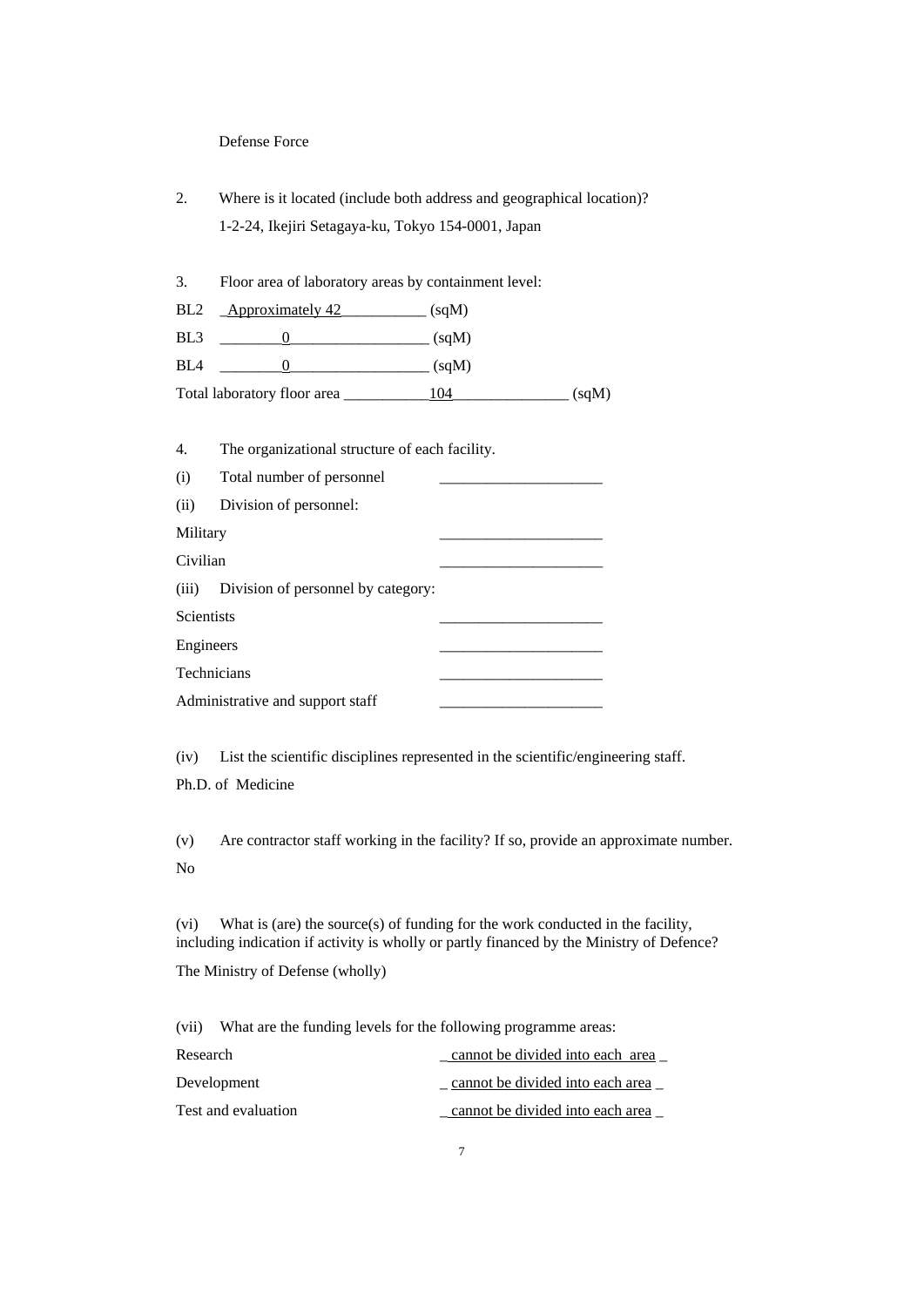Defense Force

2. Where is it located (include both address and geographical location)?

   1-2-24, Ikejiri Setagaya-ku, Tokyo 154-0001, Japan

3. Floor area of laboratory areas by containment level:

BL2 _Approximately 42___________ (sqM)

BL3 ________0__________________ (sqM)

BL4 ________0__________________ (sqM)

Total laboratory floor area ___________104_______________ (sqM)

4. The organizational structure of each facility.

(i) Total number of personnel _____________________

(ii) Division of personnel:

Military _____________________

Civilian _____________________

(iii) Division of personnel by category:

Scientists _____________________

Engineers _____________________

Technicians _____________________

Administrative and support staff _____________________

(iv) List the scientific disciplines represented in the scientific/engineering staff.

Ph.D. of Medicine

(v) Are contractor staff working in the facility? If so, provide an approximate number.

No

(vi) What is (are) the source(s) of funding for the work conducted in the facility, including indication if activity is wholly or partly financed by the Ministry of Defence?

The Ministry of Defense (wholly)

(vii) What are the funding levels for the following programme areas:

Research _ cannot be divided into each area _

Development _ cannot be divided into each area _

Test and evaluation _ cannot be divided into each area _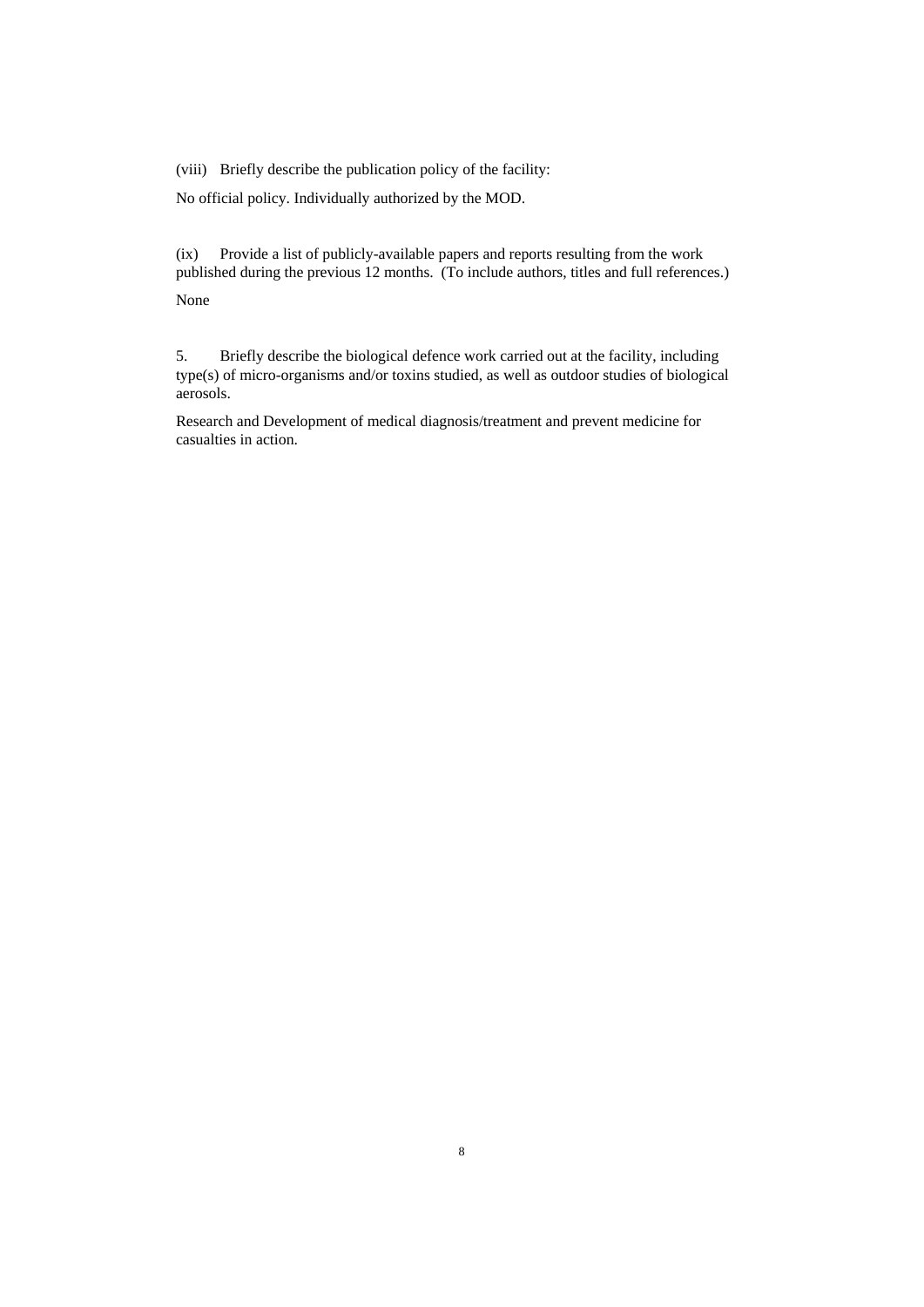(viii) Briefly describe the publication policy of the facility:

No official policy. Individually authorized by the MOD.

(ix) Provide a list of publicly-available papers and reports resulting from the work published during the previous 12 months. (To include authors, titles and full references.)

None

5. Briefly describe the biological defence work carried out at the facility, including type(s) of micro-organisms and/or toxins studied, as well as outdoor studies of biological aerosols.

Research and Development of medical diagnosis/treatment and prevent medicine for casualties in action.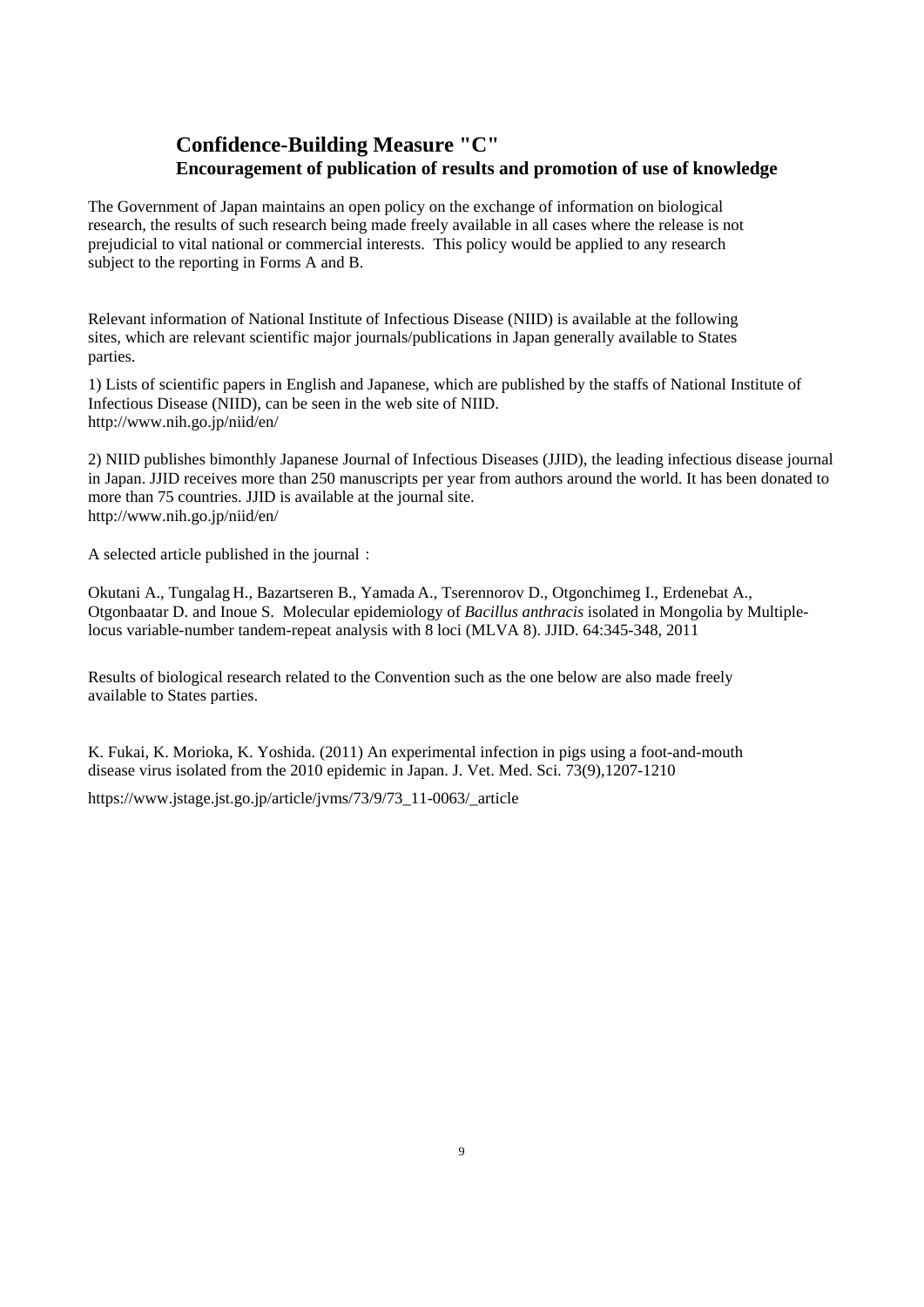# Confidence-Building Measure "C"
## Encouragement of publication of results and promotion of use of knowledge

The Government of Japan maintains an open policy on the exchange of information on biological research, the results of such research being made freely available in all cases where the release is not prejudicial to vital national or commercial interests.  This policy would be applied to any research subject to the reporting in Forms A and B.

Relevant information of National Institute of Infectious Disease (NIID) is available at the following sites, which are relevant scientific major journals/publications in Japan generally available to States parties.

1) Lists of scientific papers in English and Japanese, which are published by the staffs of National Institute of Infectious Disease (NIID), can be seen in the web site of NIID.
http://www.nih.go.jp/niid/en/

2) NIID publishes bimonthly Japanese Journal of Infectious Diseases (JJID), the leading infectious disease journal in Japan. JJID receives more than 250 manuscripts per year from authors around the world. It has been donated to more than 75 countries. JJID is available at the journal site.
http://www.nih.go.jp/niid/en/

A selected article published in the journal：

Okutani A., Tungalag H., Bazartseren B., Yamada A., Tserennorov D., Otgonchimeg I., Erdenebat A., Otgonbaatar D. and Inoue S.  Molecular epidemiology of *Bacillus anthracis* isolated in Mongolia by Multiple-locus variable-number tandem-repeat analysis with 8 loci (MLVA 8). JJID. 64:345-348, 2011

Results of biological research related to the Convention such as the one below are also made freely available to States parties.

K. Fukai, K. Morioka, K. Yoshida. (2011) An experimental infection in pigs using a foot-and-mouth disease virus isolated from the 2010 epidemic in Japan. J. Vet. Med. Sci. 73(9),1207-1210

https://www.jstage.jst.go.jp/article/jvms/73/9/73_11-0063/_article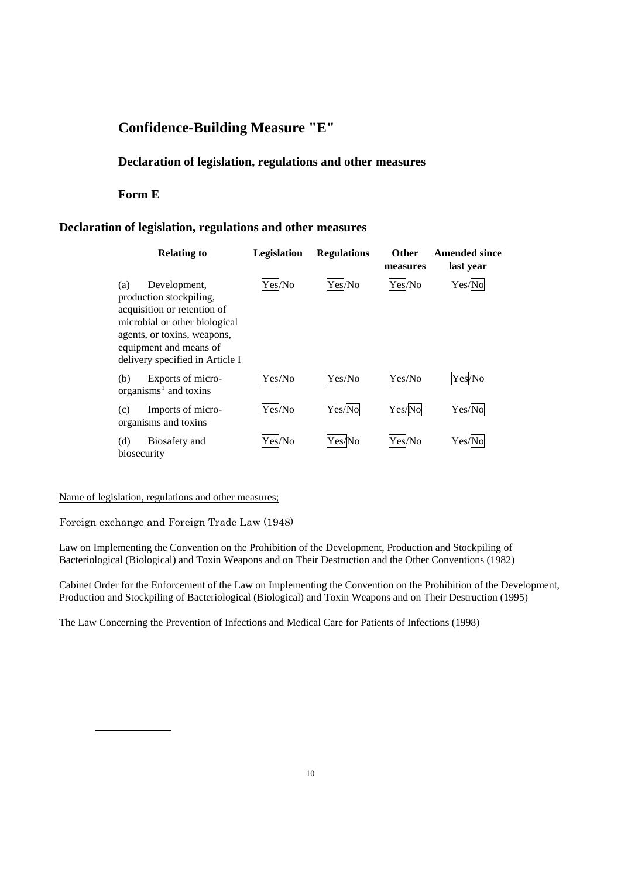# Confidence-Building Measure "E"

## Declaration of legislation, regulations and other measures

### Form E

## Declaration of legislation, regulations and other measures

| Relating to | Legislation | Regulations | Other measures | Amended since last year |
|---|---|---|---|---|
| (a) Development, production stockpiling, acquisition or retention of microbial or other biological agents, or toxins, weapons, equipment and means of delivery specified in Article I | **Yes**/No | **Yes**/No | **Yes**/No | Yes/**No** |
| (b) Exports of micro-organisms[1] and toxins | **Yes**/No | **Yes**/No | **Yes**/No | **Yes**/No |
| (c) Imports of micro-organisms and toxins | **Yes**/No | Yes/**No** | Yes/**No** | Yes/**No** |
| (d) Biosafety and biosecurity | **Yes**/No | **Yes**/No | **Yes**/No | Yes/**No** |

Name of legislation, regulations and other measures;

Foreign exchange and Foreign Trade Law (1948)

Law on Implementing the Convention on the Prohibition of the Development, Production and Stockpiling of Bacteriological (Biological) and Toxin Weapons and on Their Destruction and the Other Conventions (1982)

Cabinet Order for the Enforcement of the Law on Implementing the Convention on the Prohibition of the Development, Production and Stockpiling of Bacteriological (Biological) and Toxin Weapons and on Their Destruction (1995)

The Law Concerning the Prevention of Infections and Medical Care for Patients of Infections (1998)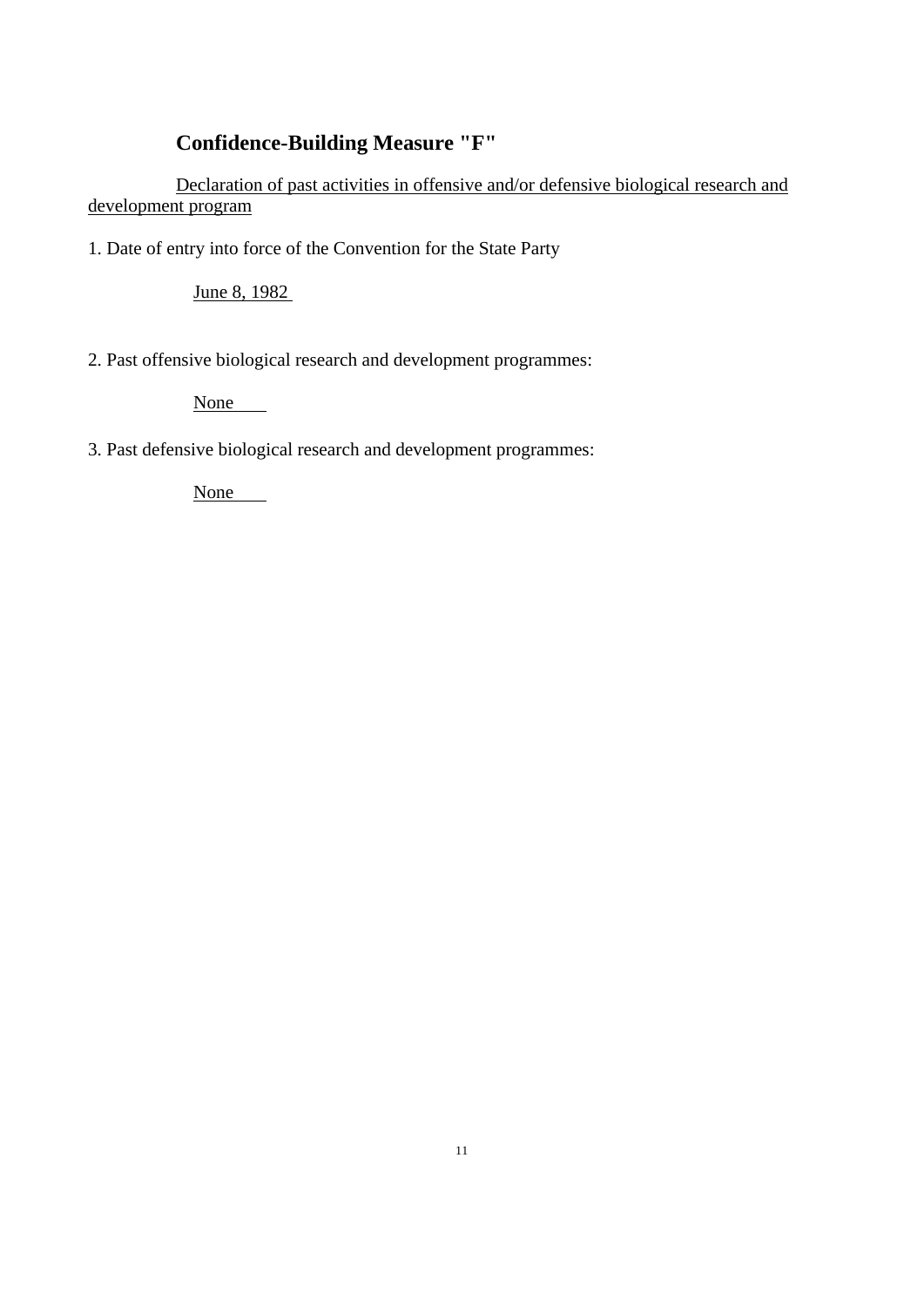## Confidence-Building Measure "F"

Declaration of past activities in offensive and/or defensive biological research and development program

1. Date of entry into force of the Convention for the State Party

   June 8, 1982

2. Past offensive biological research and development programmes:

   None

3. Past defensive biological research and development programmes:

   None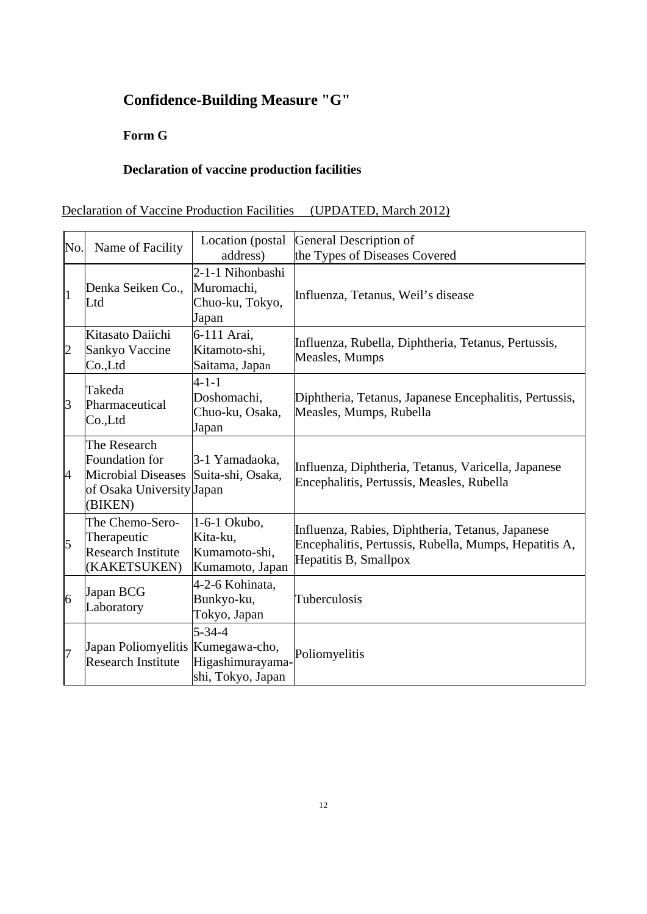## Confidence-Building Measure "G"

### Form G

### Declaration of vaccine production facilities

Declaration of Vaccine Production Facilities (UPDATED, March 2012)

| No. | Name of Facility | Location (postal address) | General Description of the Types of Diseases Covered |
|---|---|---|---|
| 1 | Denka Seiken Co., Ltd | 2-1-1 Nihonbashi Muromachi, Chuo-ku, Tokyo, Japan | Influenza, Tetanus, Weil's disease |
| 2 | Kitasato Daiichi Sankyo Vaccine Co.,Ltd | 6-111 Arai, Kitamoto-shi, Saitama, Japan | Influenza, Rubella, Diphtheria, Tetanus, Pertussis, Measles, Mumps |
| 3 | Takeda Pharmaceutical Co.,Ltd | 4-1-1 Doshomachi, Chuo-ku, Osaka, Japan | Diphtheria, Tetanus, Japanese Encephalitis, Pertussis, Measles, Mumps, Rubella |
| 4 | The Research Foundation for Microbial Diseases of Osaka University (BIKEN) | 3-1 Yamadaoka, Suita-shi, Osaka, Japan | Influenza, Diphtheria, Tetanus, Varicella, Japanese Encephalitis, Pertussis, Measles, Rubella |
| 5 | The Chemo-Sero-Therapeutic Research Institute (KAKETSUKEN) | 1-6-1 Okubo, Kita-ku, Kumamoto-shi, Kumamoto, Japan | Influenza, Rabies, Diphtheria, Tetanus, Japanese Encephalitis, Pertussis, Rubella, Mumps, Hepatitis A, Hepatitis B, Smallpox |
| 6 | Japan BCG Laboratory | 4-2-6 Kohinata, Bunkyo-ku, Tokyo, Japan | Tuberculosis |
| 7 | Japan Poliomyelitis Research Institute | 5-34-4 Kumegawa-cho, Higashimurayama-shi, Tokyo, Japan | Poliomyelitis |